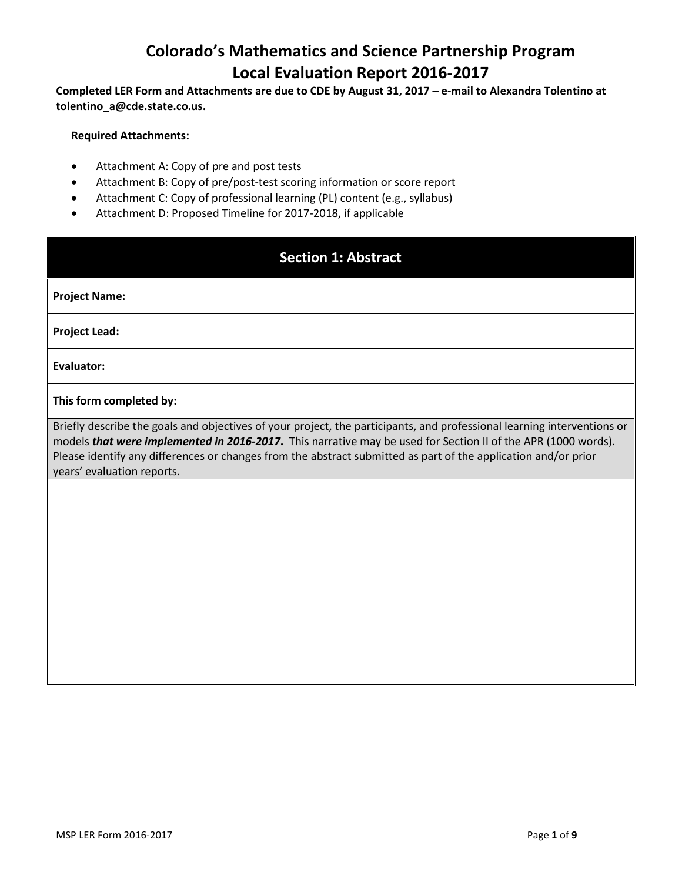# Colorado's Mathematics and Science Partnership Program
# Local Evaluation Report 2016-2017

**Completed LER Form and Attachments are due to CDE by August 31, 2017 – e-mail to Alexandra Tolentino at tolentino_a@cde.state.co.us.**

**Required Attachments:**

- Attachment A: Copy of pre and post tests
- Attachment B: Copy of pre/post-test scoring information or score report
- Attachment C: Copy of professional learning (PL) content (e.g., syllabus)
- Attachment D: Proposed Timeline for 2017-2018, if applicable

## Section 1: Abstract

| | |
|---|---|
| **Project Name:** | |
| **Project Lead:** | |
| **Evaluator:** | |
| **This form completed by:** | |

Briefly describe the goals and objectives of your project, the participants, and professional learning interventions or models ***that were implemented in 2016-2017.*** This narrative may be used for Section II of the APR (1000 words). Please identify any differences or changes from the abstract submitted as part of the application and/or prior years' evaluation reports.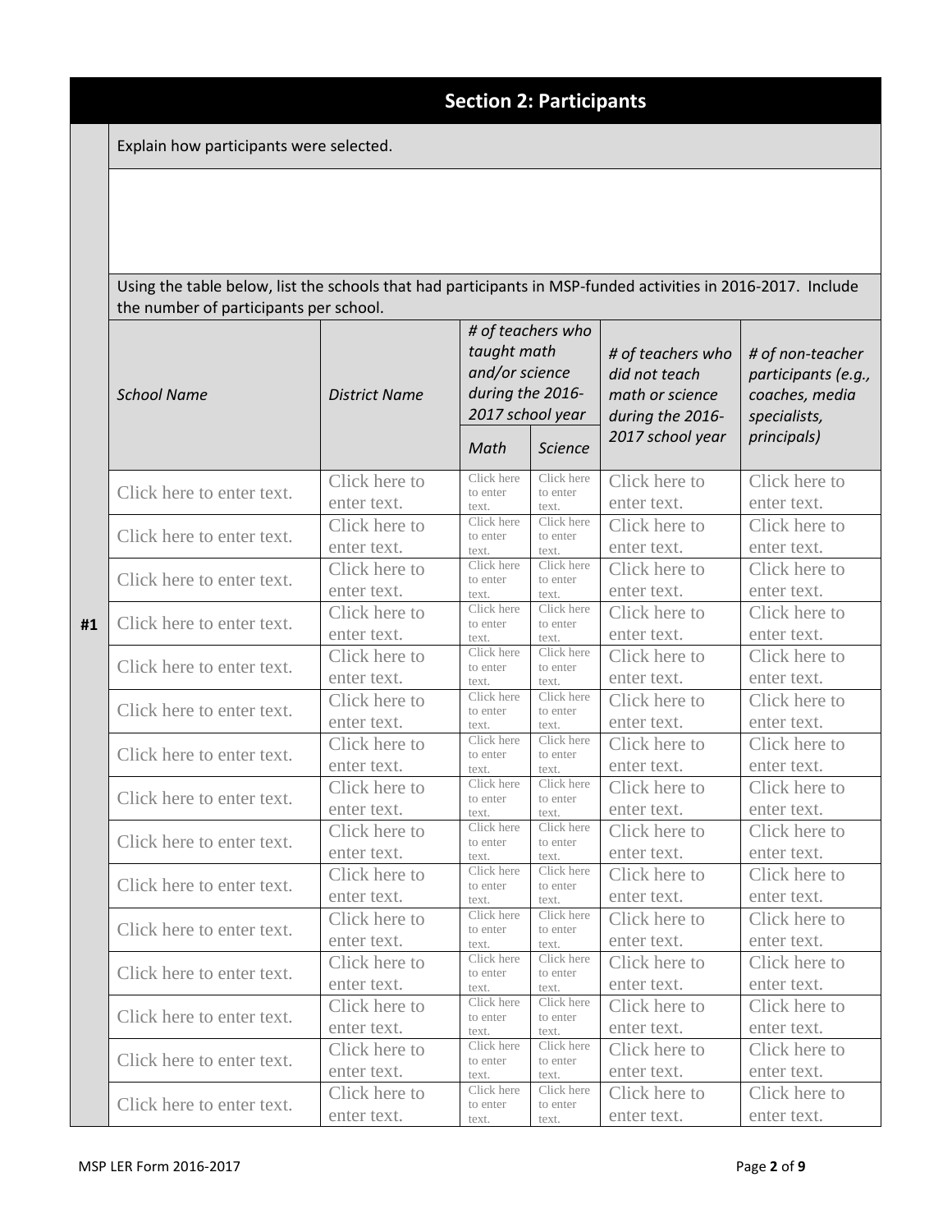## Section 2: Participants

Explain how participants were selected.

Using the table below, list the schools that had participants in MSP-funded activities in 2016-2017. Include the number of participants per school.

#1

| *School Name* | *District Name* | *# of teachers who taught math and/or science during the 2016-2017 school year* | | *# of teachers who did not teach math or science during the 2016-2017 school year* | *# of non-teacher participants (e.g., coaches, media specialists, principals)* |
|---|---|---|---|---|---|
| | | *Math* | *Science* | | |
| Click here to enter text. | Click here to enter text. | Click here to enter text. | Click here to enter text. | Click here to enter text. | Click here to enter text. |
| Click here to enter text. | Click here to enter text. | Click here to enter text. | Click here to enter text. | Click here to enter text. | Click here to enter text. |
| Click here to enter text. | Click here to enter text. | Click here to enter text. | Click here to enter text. | Click here to enter text. | Click here to enter text. |
| Click here to enter text. | Click here to enter text. | Click here to enter text. | Click here to enter text. | Click here to enter text. | Click here to enter text. |
| Click here to enter text. | Click here to enter text. | Click here to enter text. | Click here to enter text. | Click here to enter text. | Click here to enter text. |
| Click here to enter text. | Click here to enter text. | Click here to enter text. | Click here to enter text. | Click here to enter text. | Click here to enter text. |
| Click here to enter text. | Click here to enter text. | Click here to enter text. | Click here to enter text. | Click here to enter text. | Click here to enter text. |
| Click here to enter text. | Click here to enter text. | Click here to enter text. | Click here to enter text. | Click here to enter text. | Click here to enter text. |
| Click here to enter text. | Click here to enter text. | Click here to enter text. | Click here to enter text. | Click here to enter text. | Click here to enter text. |
| Click here to enter text. | Click here to enter text. | Click here to enter text. | Click here to enter text. | Click here to enter text. | Click here to enter text. |
| Click here to enter text. | Click here to enter text. | Click here to enter text. | Click here to enter text. | Click here to enter text. | Click here to enter text. |
| Click here to enter text. | Click here to enter text. | Click here to enter text. | Click here to enter text. | Click here to enter text. | Click here to enter text. |
| Click here to enter text. | Click here to enter text. | Click here to enter text. | Click here to enter text. | Click here to enter text. | Click here to enter text. |
| Click here to enter text. | Click here to enter text. | Click here to enter text. | Click here to enter text. | Click here to enter text. | Click here to enter text. |
| Click here to enter text. | Click here to enter text. | Click here to enter text. | Click here to enter text. | Click here to enter text. | Click here to enter text. |

MSP LER Form 2016-2017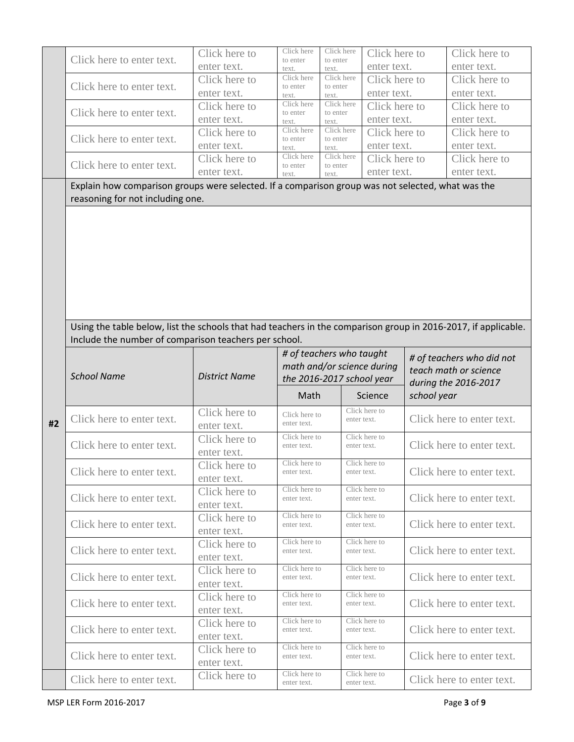| | | | | | | |
|---|---|---|---|---|---|---|
| | Click here to enter text. | Click here to enter text. | Click here to enter text. | Click here to enter text. | Click here to enter text. | Click here to enter text. |
| | Click here to enter text. | Click here to enter text. | Click here to enter text. | Click here to enter text. | Click here to enter text. | Click here to enter text. |
| | Click here to enter text. | Click here to enter text. | Click here to enter text. | Click here to enter text. | Click here to enter text. | Click here to enter text. |
| | Click here to enter text. | Click here to enter text. | Click here to enter text. | Click here to enter text. | Click here to enter text. | Click here to enter text. |
| | Click here to enter text. | Click here to enter text. | Click here to enter text. | Click here to enter text. | Click here to enter text. | Click here to enter text. |

Explain how comparison groups were selected. If a comparison group was not selected, what was the reasoning for not including one.

Using the table below, list the schools that had teachers in the comparison group in 2016-2017, if applicable. Include the number of comparison teachers per school.

| | *School Name* | *District Name* | *# of teachers who taught math and/or science during the 2016-2017 school year* | | *# of teachers who did not teach math or science during the 2016-2017 school year* |
|---|---|---|---|---|---|
| | | | Math | Science | |
| **#2** | Click here to enter text. | Click here to enter text. | Click here to enter text. | Click here to enter text. | Click here to enter text. |
| | Click here to enter text. | Click here to enter text. | Click here to enter text. | Click here to enter text. | Click here to enter text. |
| | Click here to enter text. | Click here to enter text. | Click here to enter text. | Click here to enter text. | Click here to enter text. |
| | Click here to enter text. | Click here to enter text. | Click here to enter text. | Click here to enter text. | Click here to enter text. |
| | Click here to enter text. | Click here to enter text. | Click here to enter text. | Click here to enter text. | Click here to enter text. |
| | Click here to enter text. | Click here to enter text. | Click here to enter text. | Click here to enter text. | Click here to enter text. |
| | Click here to enter text. | Click here to enter text. | Click here to enter text. | Click here to enter text. | Click here to enter text. |
| | Click here to enter text. | Click here to enter text. | Click here to enter text. | Click here to enter text. | Click here to enter text. |
| | Click here to enter text. | Click here to enter text. | Click here to enter text. | Click here to enter text. | Click here to enter text. |
| | Click here to enter text. | Click here to enter text. | Click here to enter text. | Click here to enter text. | Click here to enter text. |
| | Click here to enter text. | Click here to | Click here to enter text. | Click here to enter text. | Click here to enter text. |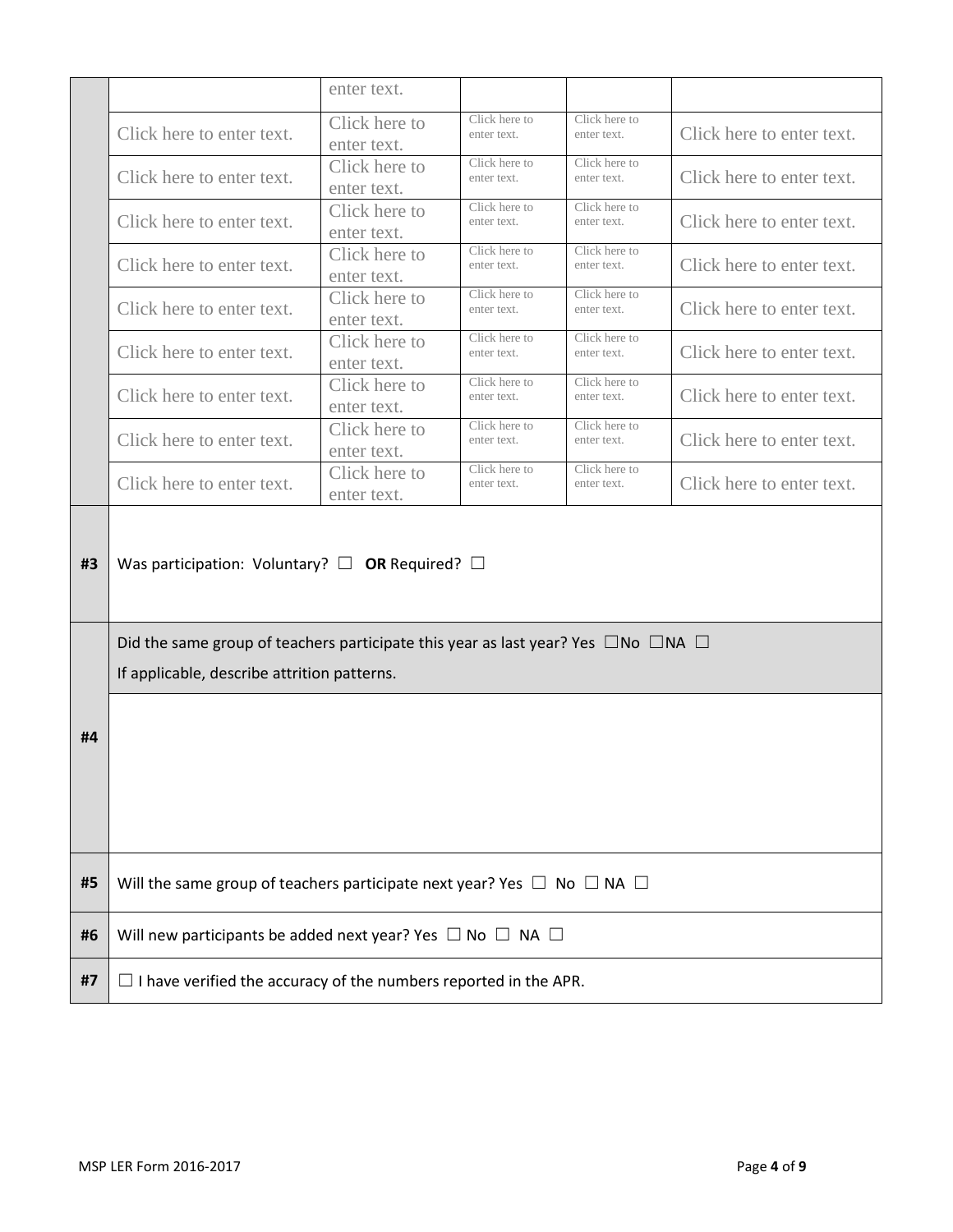| | | | | | |
|---|---|---|---|---|---|
| | | enter text. | | | |
| | Click here to enter text. | Click here to enter text. | Click here to enter text. | Click here to enter text. | Click here to enter text. |
| | Click here to enter text. | Click here to enter text. | Click here to enter text. | Click here to enter text. | Click here to enter text. |
| | Click here to enter text. | Click here to enter text. | Click here to enter text. | Click here to enter text. | Click here to enter text. |
| | Click here to enter text. | Click here to enter text. | Click here to enter text. | Click here to enter text. | Click here to enter text. |
| | Click here to enter text. | Click here to enter text. | Click here to enter text. | Click here to enter text. | Click here to enter text. |
| | Click here to enter text. | Click here to enter text. | Click here to enter text. | Click here to enter text. | Click here to enter text. |
| | Click here to enter text. | Click here to enter text. | Click here to enter text. | Click here to enter text. | Click here to enter text. |
| | Click here to enter text. | Click here to enter text. | Click here to enter text. | Click here to enter text. | Click here to enter text. |
| | Click here to enter text. | Click here to enter text. | Click here to enter text. | Click here to enter text. | Click here to enter text. |

| | |
|---|---|
| **#3** | Was participation: Voluntary? ☐ **OR** Required? ☐ |
| **#4** | Did the same group of teachers participate this year as last year? Yes ☐No ☐NA ☐<br>If applicable, describe attrition patterns. |
| | |
| **#5** | Will the same group of teachers participate next year? Yes ☐ No ☐ NA ☐ |
| **#6** | Will new participants be added next year? Yes ☐ No ☐ NA ☐ |
| **#7** | ☐ I have verified the accuracy of the numbers reported in the APR. |

MSP LER Form 2016-2017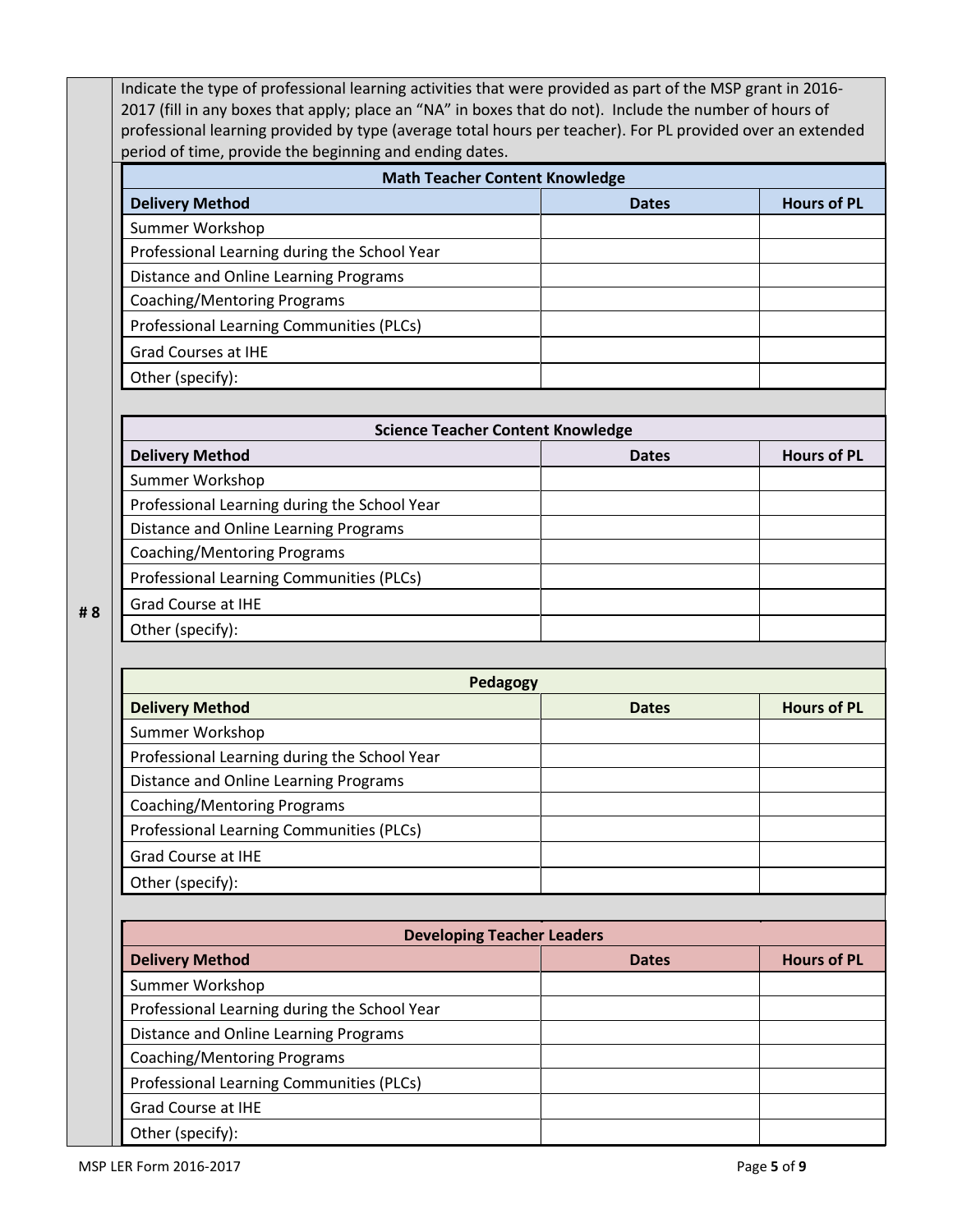**# 8**

Indicate the type of professional learning activities that were provided as part of the MSP grant in 2016-2017 (fill in any boxes that apply; place an "NA" in boxes that do not). Include the number of hours of professional learning provided by type (average total hours per teacher). For PL provided over an extended period of time, provide the beginning and ending dates.

| Math Teacher Content Knowledge | | |
|---|---|---|
| **Delivery Method** | **Dates** | **Hours of PL** |
| Summer Workshop | | |
| Professional Learning during the School Year | | |
| Distance and Online Learning Programs | | |
| Coaching/Mentoring Programs | | |
| Professional Learning Communities (PLCs) | | |
| Grad Courses at IHE | | |
| Other (specify): | | |

| Science Teacher Content Knowledge | | |
|---|---|---|
| **Delivery Method** | **Dates** | **Hours of PL** |
| Summer Workshop | | |
| Professional Learning during the School Year | | |
| Distance and Online Learning Programs | | |
| Coaching/Mentoring Programs | | |
| Professional Learning Communities (PLCs) | | |
| Grad Course at IHE | | |
| Other (specify): | | |

| Pedagogy | | |
|---|---|---|
| **Delivery Method** | **Dates** | **Hours of PL** |
| Summer Workshop | | |
| Professional Learning during the School Year | | |
| Distance and Online Learning Programs | | |
| Coaching/Mentoring Programs | | |
| Professional Learning Communities (PLCs) | | |
| Grad Course at IHE | | |
| Other (specify): | | |

| Developing Teacher Leaders | | |
|---|---|---|
| **Delivery Method** | **Dates** | **Hours of PL** |
| Summer Workshop | | |
| Professional Learning during the School Year | | |
| Distance and Online Learning Programs | | |
| Coaching/Mentoring Programs | | |
| Professional Learning Communities (PLCs) | | |
| Grad Course at IHE | | |
| Other (specify): | | |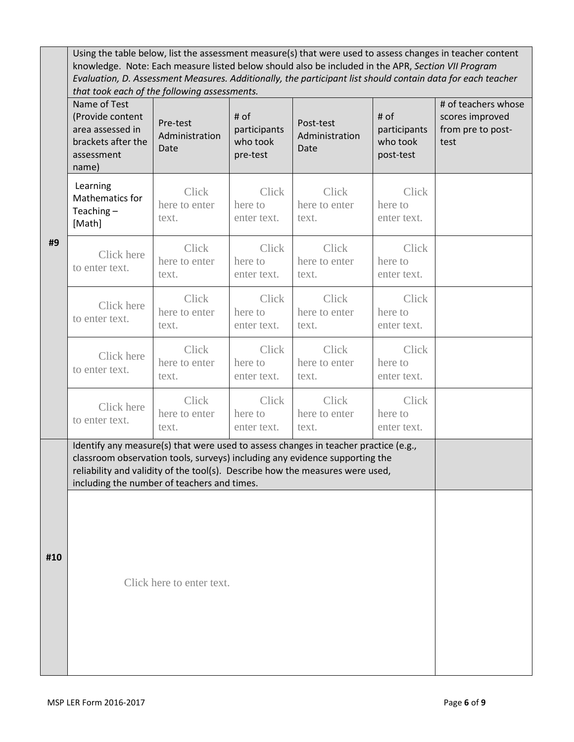**#9**

Using the table below, list the assessment measure(s) that were used to assess changes in teacher content knowledge. Note: Each measure listed below should also be included in the APR, *Section VII Program Evaluation, D. Assessment Measures. Additionally, the participant list should contain data for each teacher that took each of the following assessments.*

| Name of Test (Provide content area assessed in brackets after the assessment name) | Pre-test Administration Date | # of participants who took pre-test | Post-test Administration Date | # of participants who took post-test | # of teachers whose scores improved from pre to post-test |
|---|---|---|---|---|---|
| Learning Mathematics for Teaching – [Math] | Click here to enter text. | Click here to enter text. | Click here to enter text. | Click here to enter text. | |
| Click here to enter text. | Click here to enter text. | Click here to enter text. | Click here to enter text. | Click here to enter text. | |
| Click here to enter text. | Click here to enter text. | Click here to enter text. | Click here to enter text. | Click here to enter text. | |
| Click here to enter text. | Click here to enter text. | Click here to enter text. | Click here to enter text. | Click here to enter text. | |
| Click here to enter text. | Click here to enter text. | Click here to enter text. | Click here to enter text. | Click here to enter text. | |

**#10**

Identify any measure(s) that were used to assess changes in teacher practice (e.g., classroom observation tools, surveys) including any evidence supporting the reliability and validity of the tool(s). Describe how the measures were used, including the number of teachers and times.

Click here to enter text.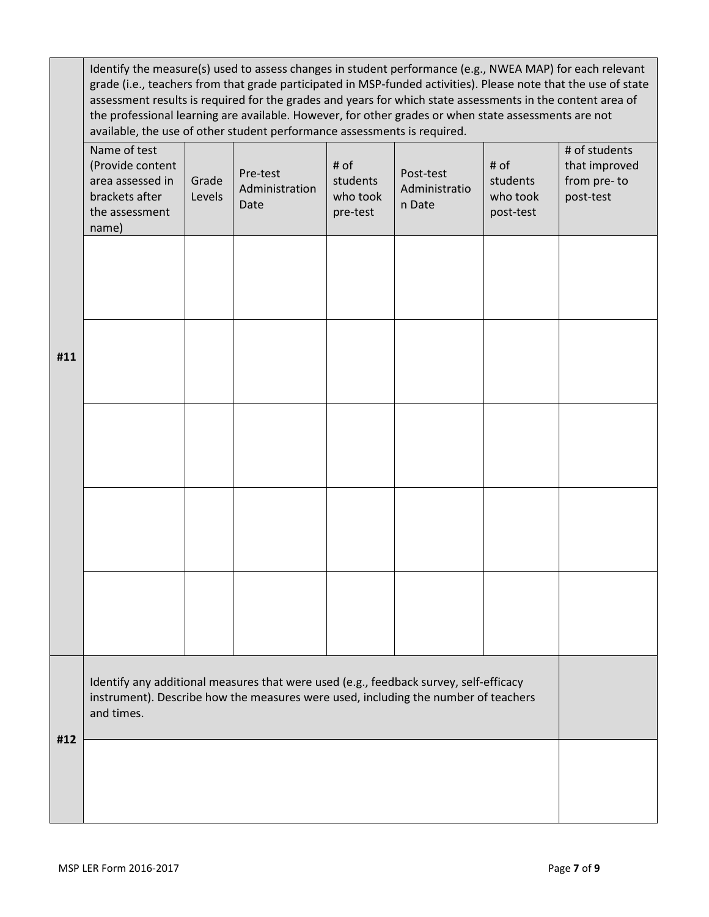| #11 | Identify the measure(s) used to assess changes in student performance (e.g., NWEA MAP) for each relevant grade (i.e., teachers from that grade participated in MSP-funded activities). Please note that the use of state assessment results is required for the grades and years for which state assessments in the content area of the professional learning are available. However, for other grades or when state assessments are not available, the use of other student performance assessments is required. | | | | | | |
|---|---|---|---|---|---|---|---|
| | Name of test (Provide content area assessed in brackets after the assessment name) | Grade Levels | Pre-test Administration Date | # of students who took pre-test | Post-test Administration Date | # of students who took post-test | # of students that improved from pre- to post-test |
| | | | | | | | |
| | | | | | | | |
| | | | | | | | |
| | | | | | | | |
| | | | | | | | |

| #12 | Identify any additional measures that were used (e.g., feedback survey, self-efficacy instrument). Describe how the measures were used, including the number of teachers and times. | |
|---|---|---|
| | | |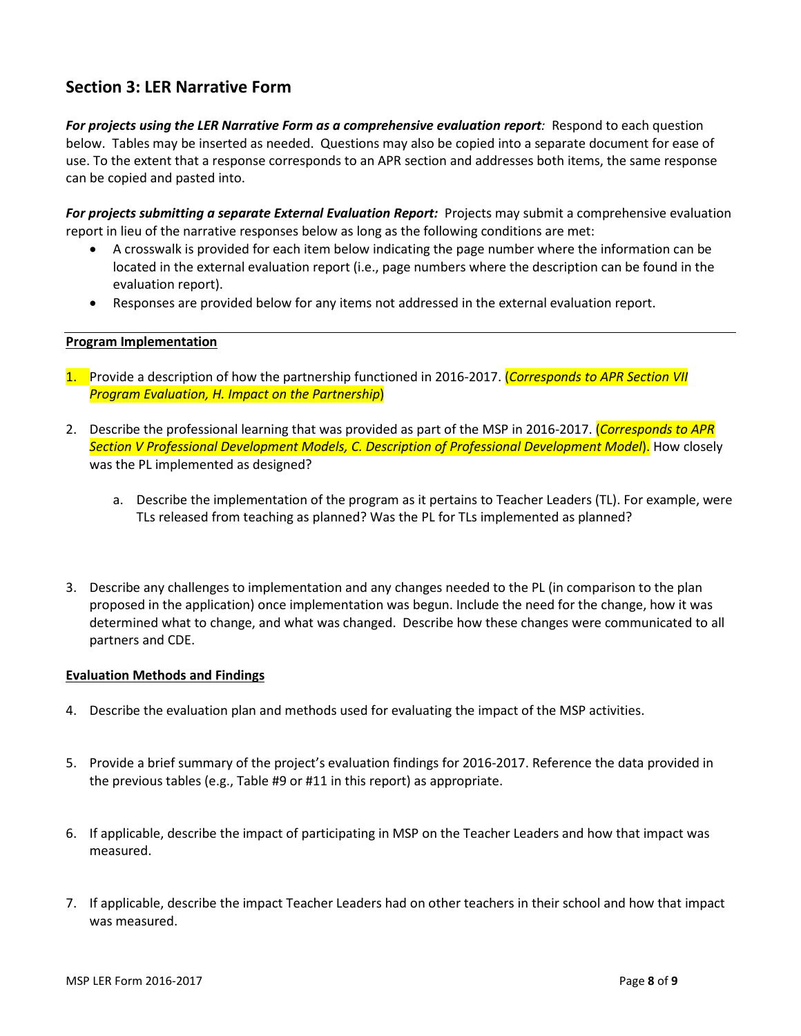## Section 3: LER Narrative Form

***For projects using the LER Narrative Form as a comprehensive evaluation report**:* Respond to each question below. Tables may be inserted as needed. Questions may also be copied into a separate document for ease of use. To the extent that a response corresponds to an APR section and addresses both items, the same response can be copied and pasted into.

***For projects submitting a separate External Evaluation Report:*** Projects may submit a comprehensive evaluation report in lieu of the narrative responses below as long as the following conditions are met:

- A crosswalk is provided for each item below indicating the page number where the information can be located in the external evaluation report (i.e., page numbers where the description can be found in the evaluation report).
- Responses are provided below for any items not addressed in the external evaluation report.

---

**Program Implementation**

1. Provide a description of how the partnership functioned in 2016-2017. (*Corresponds to APR Section VII Program Evaluation, H. Impact on the Partnership*)

2. Describe the professional learning that was provided as part of the MSP in 2016-2017. (*Corresponds to APR Section V Professional Development Models, C. Description of Professional Development Model*). How closely was the PL implemented as designed?

    a. Describe the implementation of the program as it pertains to Teacher Leaders (TL). For example, were TLs released from teaching as planned? Was the PL for TLs implemented as planned?

3. Describe any challenges to implementation and any changes needed to the PL (in comparison to the plan proposed in the application) once implementation was begun. Include the need for the change, how it was determined what to change, and what was changed. Describe how these changes were communicated to all partners and CDE.

**Evaluation Methods and Findings**

4. Describe the evaluation plan and methods used for evaluating the impact of the MSP activities.

5. Provide a brief summary of the project's evaluation findings for 2016-2017. Reference the data provided in the previous tables (e.g., Table #9 or #11 in this report) as appropriate.

6. If applicable, describe the impact of participating in MSP on the Teacher Leaders and how that impact was measured.

7. If applicable, describe the impact Teacher Leaders had on other teachers in their school and how that impact was measured.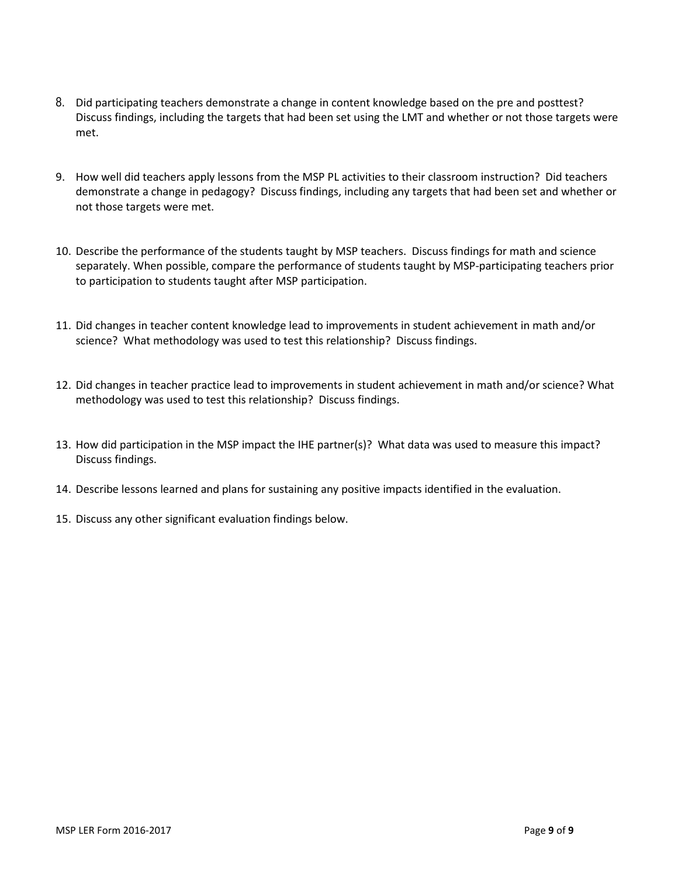8. Did participating teachers demonstrate a change in content knowledge based on the pre and posttest? Discuss findings, including the targets that had been set using the LMT and whether or not those targets were met.

9. How well did teachers apply lessons from the MSP PL activities to their classroom instruction? Did teachers demonstrate a change in pedagogy? Discuss findings, including any targets that had been set and whether or not those targets were met.

10. Describe the performance of the students taught by MSP teachers. Discuss findings for math and science separately. When possible, compare the performance of students taught by MSP-participating teachers prior to participation to students taught after MSP participation.

11. Did changes in teacher content knowledge lead to improvements in student achievement in math and/or science? What methodology was used to test this relationship? Discuss findings.

12. Did changes in teacher practice lead to improvements in student achievement in math and/or science? What methodology was used to test this relationship? Discuss findings.

13. How did participation in the MSP impact the IHE partner(s)? What data was used to measure this impact? Discuss findings.

14. Describe lessons learned and plans for sustaining any positive impacts identified in the evaluation.

15. Discuss any other significant evaluation findings below.